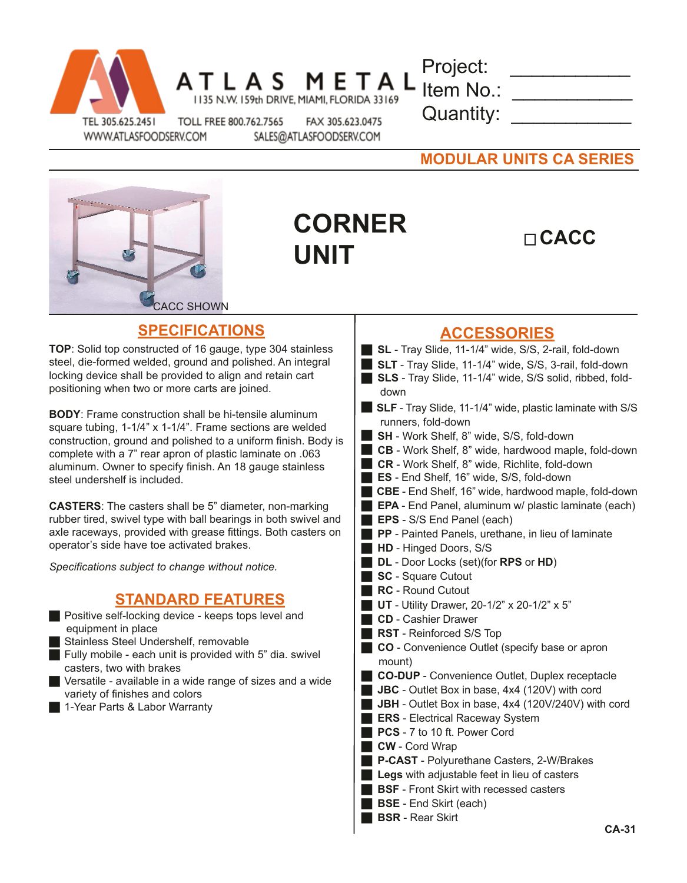# ATLAS METAL

1135 N.W. 159th DRIVE, MIAMI, FLORIDA 33169

TEL 305.625.2451 TOLL FREE 800.762.7565 FAX 305.623.0475

WWW.ATLASFOODSERV.COM SALES@ATLASFOODSERV.COM

Project: ___________

Item No.: ___________

Quantity: ___________

## MODULAR UNITS CA SERIES

# CORNER UNIT

☐ **CACC**

CACC SHOWN

## SPECIFICATIONS

**TOP**: Solid top constructed of 16 gauge, type 304 stainless steel, die-formed welded, ground and polished. An integral locking device shall be provided to align and retain cart positioning when two or more carts are joined.

**BODY**: Frame construction shall be hi-tensile aluminum square tubing, 1-1/4" x 1-1/4". Frame sections are welded construction, ground and polished to a uniform finish. Body is complete with a 7" rear apron of plastic laminate on .063 aluminum. Owner to specify finish. An 18 gauge stainless steel undershelf is included.

**CASTERS**: The casters shall be 5" diameter, non-marking rubber tired, swivel type with ball bearings in both swivel and axle raceways, provided with grease fittings. Both casters on operator's side have toe activated brakes.

*Specifications subject to change without notice.*

## STANDARD FEATURES

- Positive self-locking device - keeps tops level and equipment in place
- Stainless Steel Undershelf, removable
- Fully mobile - each unit is provided with 5" dia. swivel casters, two with brakes
- Versatile - available in a wide range of sizes and a wide variety of finishes and colors
- 1-Year Parts & Labor Warranty

## ACCESSORIES

- **SL** - Tray Slide, 11-1/4" wide, S/S, 2-rail, fold-down
- **SLT** - Tray Slide, 11-1/4" wide, S/S, 3-rail, fold-down
- **SLS** - Tray Slide, 11-1/4" wide, S/S solid, ribbed, fold-down
- **SLF** - Tray Slide, 11-1/4" wide, plastic laminate with S/S runners, fold-down
- **SH** - Work Shelf, 8" wide, S/S, fold-down
- **CB** - Work Shelf, 8" wide, hardwood maple, fold-down
- **CR** - Work Shelf, 8" wide, Richlite, fold-down
- **ES** - End Shelf, 16" wide, S/S, fold-down
- **CBE** - End Shelf, 16" wide, hardwood maple, fold-down
- **EPA** - End Panel, aluminum w/ plastic laminate (each)
- **EPS** - S/S End Panel (each)
- **PP** - Painted Panels, urethane, in lieu of laminate
- **HD** - Hinged Doors, S/S
- **DL** - Door Locks (set)(for **RPS** or **HD**)
- **SC** - Square Cutout
- **RC** - Round Cutout
- **UT** - Utility Drawer, 20-1/2" x 20-1/2" x 5"
- **CD** - Cashier Drawer
- **RST** - Reinforced S/S Top
- **CO** - Convenience Outlet (specify base or apron mount)
- **CO-DUP** - Convenience Outlet, Duplex receptacle
- **JBC** - Outlet Box in base, 4x4 (120V) with cord
- **JBH** - Outlet Box in base, 4x4 (120V/240V) with cord
- **ERS** - Electrical Raceway System
- **PCS** - 7 to 10 ft. Power Cord
- **CW** - Cord Wrap
- **P-CAST** - Polyurethane Casters, 2-W/Brakes
- **Legs** with adjustable feet in lieu of casters
- **BSF** - Front Skirt with recessed casters
- **BSE** - End Skirt (each)
- **BSR** - Rear Skirt

CA-31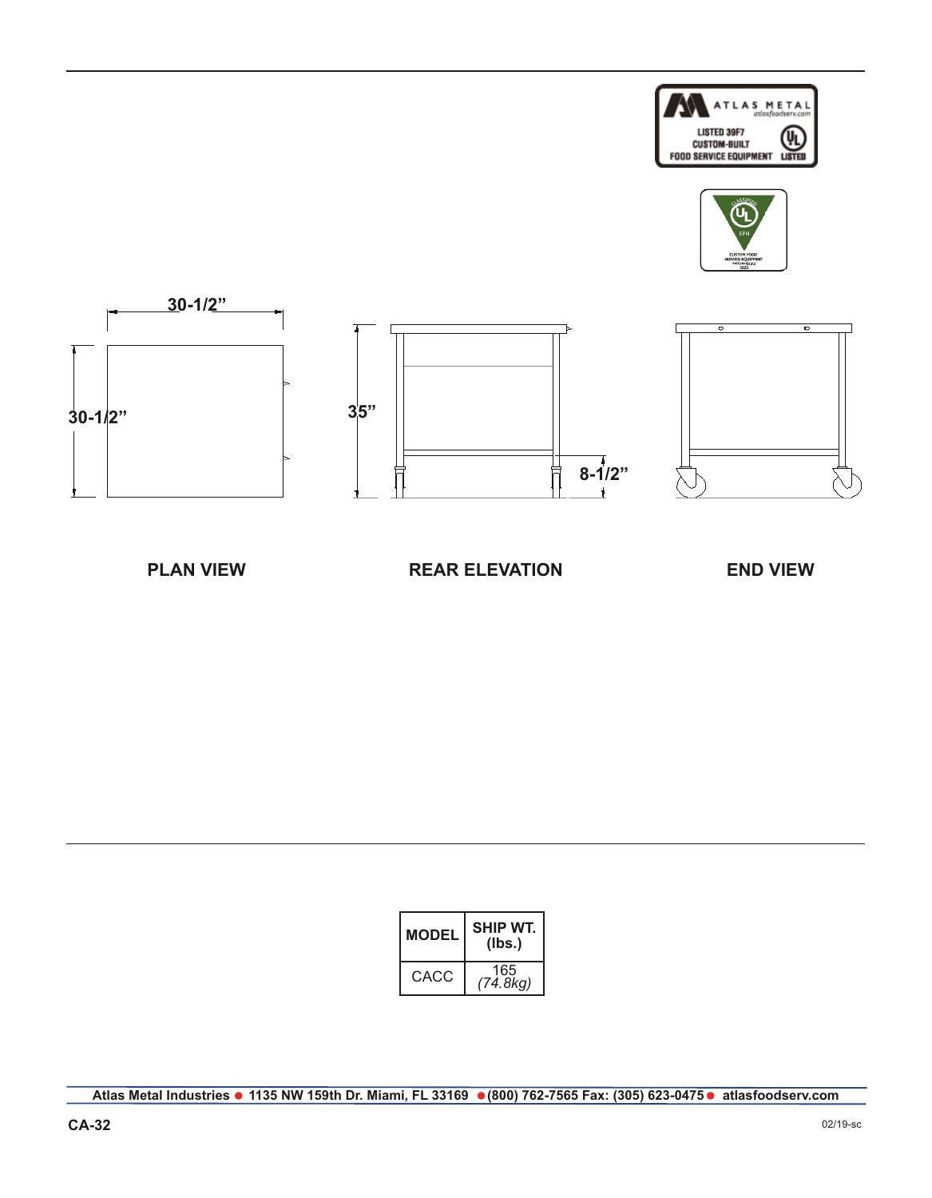ATLAS METAL
atlasfoodserv.com
LISTED 39F7
CUSTOM-BUILT
FOOD SERVICE EQUIPMENT
LISTED

30-1/2"

30-1/2"

35"

8-1/2"

PLAN VIEW

REAR ELEVATION

END VIEW

| MODEL | SHIP WT. (lbs.) |
| --- | --- |
| CACC | 165 *(74.8kg)* |

Atlas Metal Industries ● 1135 NW 159th Dr. Miami, FL 33169 ● (800) 762-7565 Fax: (305) 623-0475 ● atlasfoodserv.com

CA-32

02/19-sc